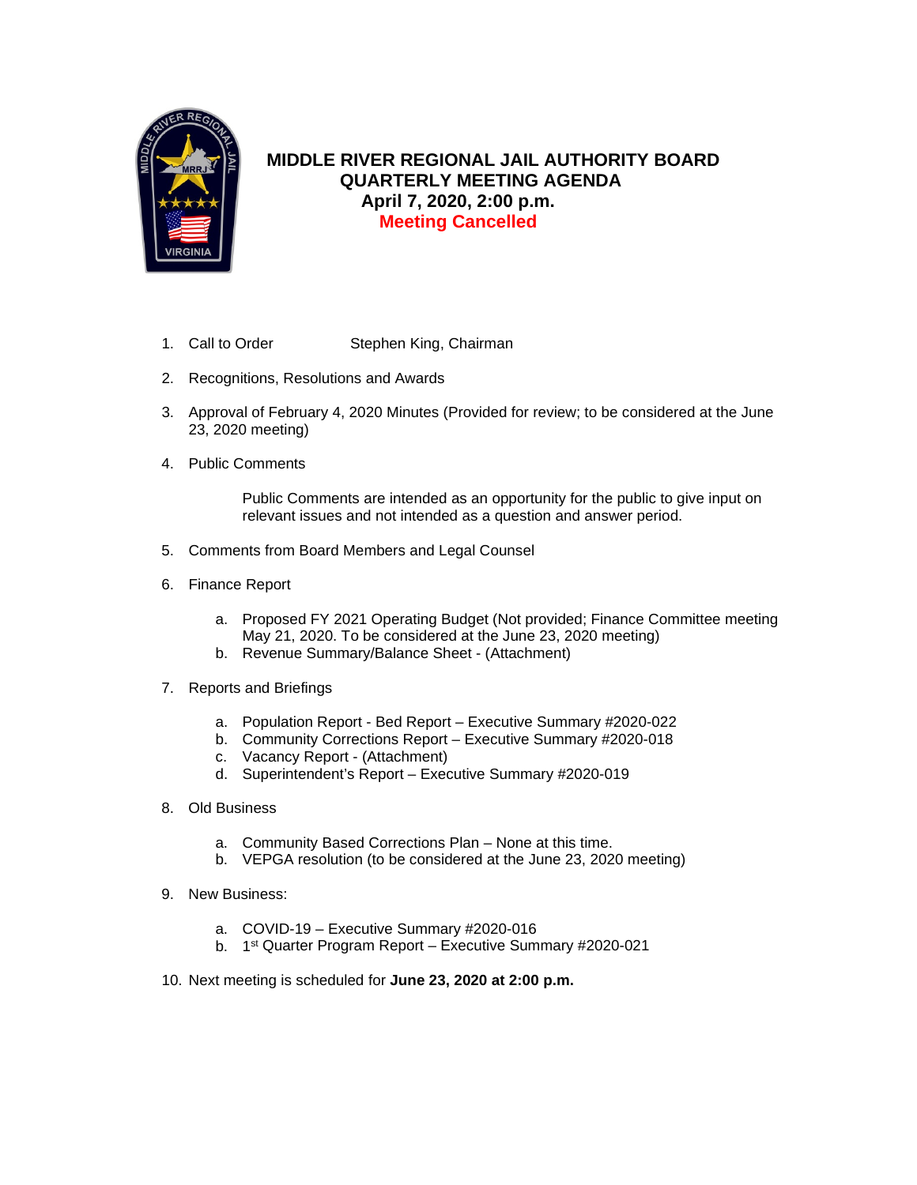# MIDDLE RIVER REGIONAL JAIL AUTHORITY BOARD
## QUARTERLY MEETING AGENDA
### April 7, 2020, 2:00 p.m.
### Meeting Cancelled

1. Call to Order Stephen King, Chairman

2. Recognitions, Resolutions and Awards

3. Approval of February 4, 2020 Minutes (Provided for review; to be considered at the June 23, 2020 meeting)

4. Public Comments

   Public Comments are intended as an opportunity for the public to give input on relevant issues and not intended as a question and answer period.

5. Comments from Board Members and Legal Counsel

6. Finance Report

   a. Proposed FY 2021 Operating Budget (Not provided; Finance Committee meeting May 21, 2020. To be considered at the June 23, 2020 meeting)
   b. Revenue Summary/Balance Sheet - (Attachment)

7. Reports and Briefings

   a. Population Report - Bed Report – Executive Summary #2020-022
   b. Community Corrections Report – Executive Summary #2020-018
   c. Vacancy Report - (Attachment)
   d. Superintendent's Report – Executive Summary #2020-019

8. Old Business

   a. Community Based Corrections Plan – None at this time.
   b. VEPGA resolution (to be considered at the June 23, 2020 meeting)

9. New Business:

   a. COVID-19 – Executive Summary #2020-016
   b. 1st Quarter Program Report – Executive Summary #2020-021

10. Next meeting is scheduled for **June 23, 2020 at 2:00 p.m.**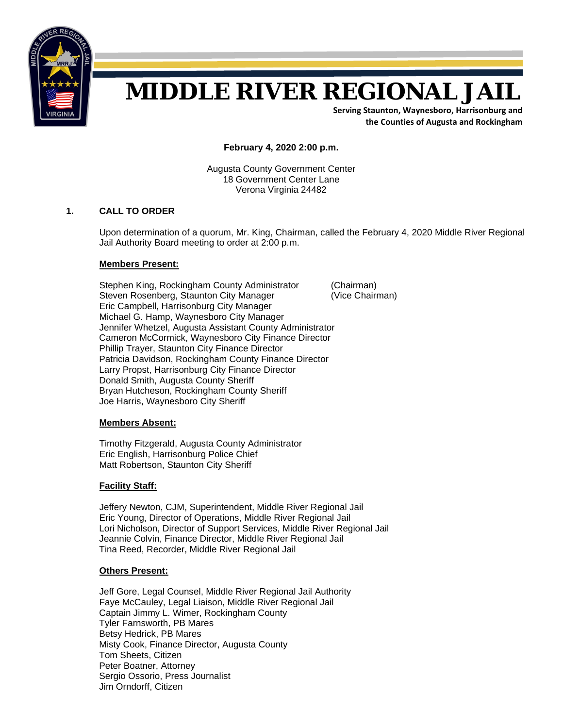# MIDDLE RIVER REGIONAL JAIL

**Serving Staunton, Waynesboro, Harrisonburg and the Counties of Augusta and Rockingham**

**February 4, 2020 2:00 p.m.**

Augusta County Government Center
18 Government Center Lane
Verona Virginia 24482

## 1. CALL TO ORDER

Upon determination of a quorum, Mr. King, Chairman, called the February 4, 2020 Middle River Regional Jail Authority Board meeting to order at 2:00 p.m.

**Members Present:**

Stephen King, Rockingham County Administrator (Chairman)
Steven Rosenberg, Staunton City Manager (Vice Chairman)
Eric Campbell, Harrisonburg City Manager
Michael G. Hamp, Waynesboro City Manager
Jennifer Whetzel, Augusta Assistant County Administrator
Cameron McCormick, Waynesboro City Finance Director
Phillip Trayer, Staunton City Finance Director
Patricia Davidson, Rockingham County Finance Director
Larry Propst, Harrisonburg City Finance Director
Donald Smith, Augusta County Sheriff
Bryan Hutcheson, Rockingham County Sheriff
Joe Harris, Waynesboro City Sheriff

**Members Absent:**

Timothy Fitzgerald, Augusta County Administrator
Eric English, Harrisonburg Police Chief
Matt Robertson, Staunton City Sheriff

**Facility Staff:**

Jeffery Newton, CJM, Superintendent, Middle River Regional Jail
Eric Young, Director of Operations, Middle River Regional Jail
Lori Nicholson, Director of Support Services, Middle River Regional Jail
Jeannie Colvin, Finance Director, Middle River Regional Jail
Tina Reed, Recorder, Middle River Regional Jail

**Others Present:**

Jeff Gore, Legal Counsel, Middle River Regional Jail Authority
Faye McCauley, Legal Liaison, Middle River Regional Jail
Captain Jimmy L. Wimer, Rockingham County
Tyler Farnsworth, PB Mares
Betsy Hedrick, PB Mares
Misty Cook, Finance Director, Augusta County
Tom Sheets, Citizen
Peter Boatner, Attorney
Sergio Ossorio, Press Journalist
Jim Orndorff, Citizen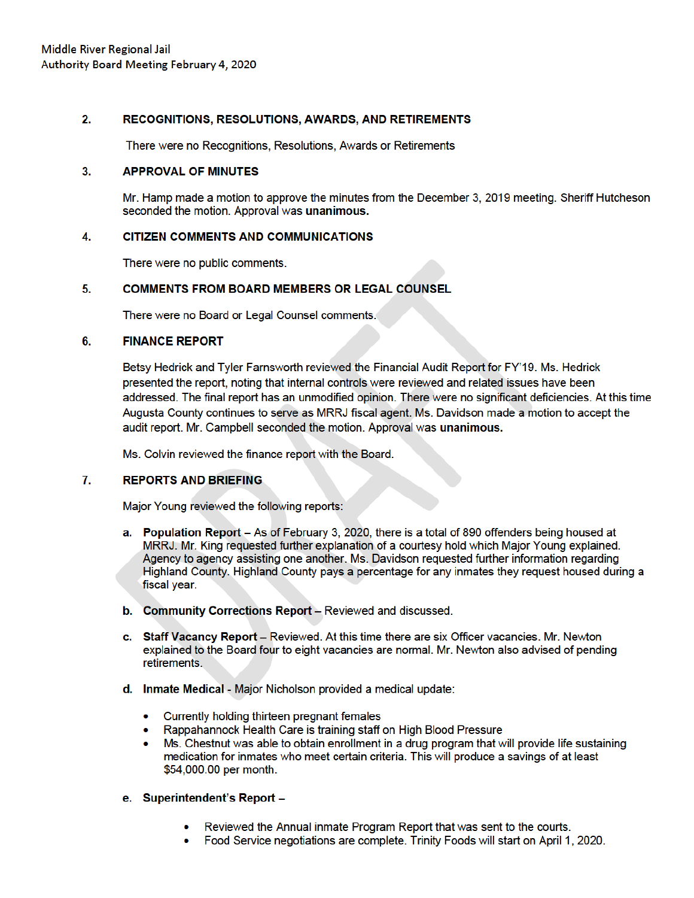Middle River Regional Jail
Authority Board Meeting February 4, 2020

## 2. RECOGNITIONS, RESOLUTIONS, AWARDS, AND RETIREMENTS

There were no Recognitions, Resolutions, Awards or Retirements

## 3. APPROVAL OF MINUTES

Mr. Hamp made a motion to approve the minutes from the December 3, 2019 meeting. Sheriff Hutcheson seconded the motion. Approval was **unanimous.**

## 4. CITIZEN COMMENTS AND COMMUNICATIONS

There were no public comments.

## 5. COMMENTS FROM BOARD MEMBERS OR LEGAL COUNSEL

There were no Board or Legal Counsel comments.

## 6. FINANCE REPORT

Betsy Hedrick and Tyler Farnsworth reviewed the Financial Audit Report for FY'19. Ms. Hedrick presented the report, noting that internal controls were reviewed and related issues have been addressed. The final report has an unmodified opinion. There were no significant deficiencies. At this time Augusta County continues to serve as MRRJ fiscal agent. Ms. Davidson made a motion to accept the audit report. Mr. Campbell seconded the motion. Approval was **unanimous.**

Ms. Colvin reviewed the finance report with the Board.

## 7. REPORTS AND BRIEFING

Major Young reviewed the following reports:

a. **Population Report** – As of February 3, 2020, there is a total of 890 offenders being housed at MRRJ. Mr. King requested further explanation of a courtesy hold which Major Young explained. Agency to agency assisting one another. Ms. Davidson requested further information regarding Highland County. Highland County pays a percentage for any inmates they request housed during a fiscal year.

b. **Community Corrections Report** – Reviewed and discussed.

c. **Staff Vacancy Report** – Reviewed. At this time there are six Officer vacancies. Mr. Newton explained to the Board four to eight vacancies are normal. Mr. Newton also advised of pending retirements.

d. **Inmate Medical** - Major Nicholson provided a medical update:

- Currently holding thirteen pregnant females
- Rappahannock Health Care is training staff on High Blood Pressure
- Ms. Chestnut was able to obtain enrollment in a drug program that will provide life sustaining medication for inmates who meet certain criteria. This will produce a savings of at least $54,000.00 per month.

e. **Superintendent's Report –**

- Reviewed the Annual inmate Program Report that was sent to the courts.
- Food Service negotiations are complete. Trinity Foods will start on April 1, 2020.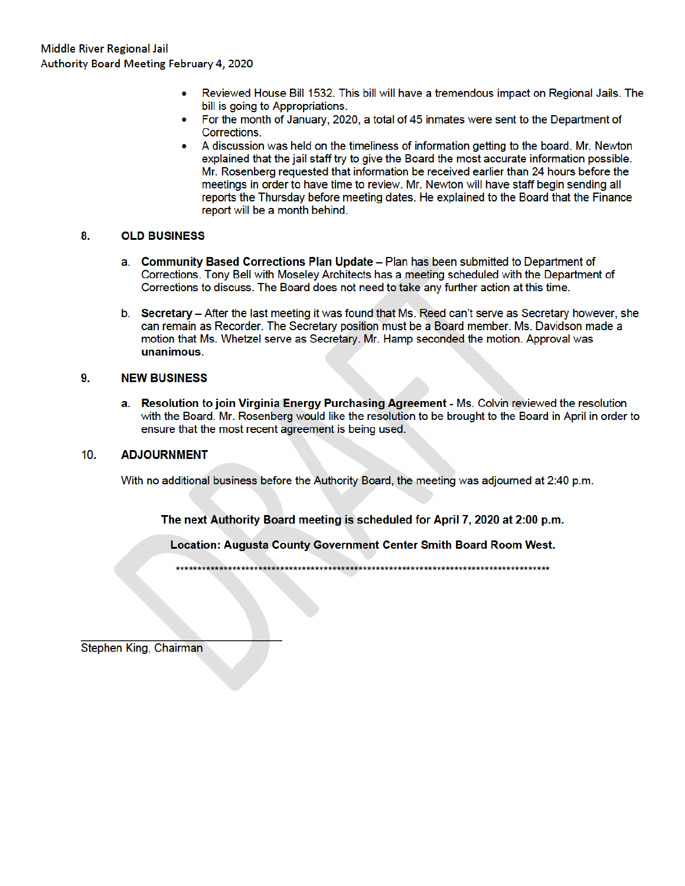- Reviewed House Bill 1532. This bill will have a tremendous impact on Regional Jails. The bill is going to Appropriations.
- For the month of January, 2020, a total of 45 inmates were sent to the Department of Corrections.
- A discussion was held on the timeliness of information getting to the board. Mr. Newton explained that the jail staff try to give the Board the most accurate information possible. Mr. Rosenberg requested that information be received earlier than 24 hours before the meetings in order to have time to review. Mr. Newton will have staff begin sending all reports the Thursday before meeting dates. He explained to the Board that the Finance report will be a month behind.

## 8. OLD BUSINESS

a. **Community Based Corrections Plan Update** – Plan has been submitted to Department of Corrections. Tony Bell with Moseley Architects has a meeting scheduled with the Department of Corrections to discuss. The Board does not need to take any further action at this time.

b. **Secretary** – After the last meeting it was found that Ms. Reed can't serve as Secretary however, she can remain as Recorder. The Secretary position must be a Board member. Ms. Davidson made a motion that Ms. Whetzel serve as Secretary. Mr. Hamp seconded the motion. Approval was **unanimous**.

## 9. NEW BUSINESS

a. **Resolution to join Virginia Energy Purchasing Agreement** - Ms. Colvin reviewed the resolution with the Board. Mr. Rosenberg would like the resolution to be brought to the Board in April in order to ensure that the most recent agreement is being used.

## 10. ADJOURNMENT

With no additional business before the Authority Board, the meeting was adjourned at 2:40 p.m.

**The next Authority Board meeting is scheduled for April 7, 2020 at 2:00 p.m.**

**Location: Augusta County Government Center Smith Board Room West.**

\*\*\*\*\*\*\*\*\*\*\*\*\*\*\*\*\*\*\*\*\*\*\*\*\*\*\*\*\*\*\*\*\*\*\*\*\*\*\*\*\*\*\*\*\*\*\*\*\*\*\*\*\*\*\*\*\*\*\*\*\*\*\*\*\*\*\*\*\*\*\*\*\*\*\*\*\*\*\*\*\*\*\*\*\*\*

\_\_\_\_\_\_\_\_\_\_\_\_\_\_\_\_\_\_\_\_\_\_\_\_\_\_\_\_\_\_\_\_\_\_\_\_

Stephen King, Chairman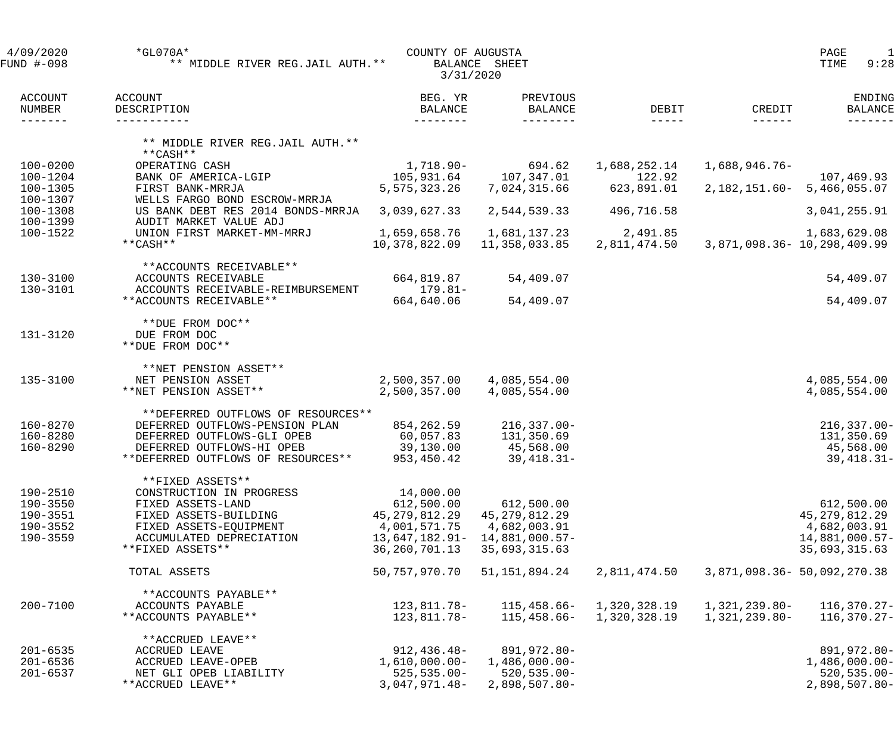4/09/2020 *GL070A* COUNTY OF AUGUSTA
FUND #-098 ** MIDDLE RIVER REG.JAIL AUTH.** BALANCE SHEET
3/31/2020

PAGE 1
TIME 9:28

| ACCOUNT NUMBER | ACCOUNT DESCRIPTION | BEG. YR BALANCE | PREVIOUS BALANCE | DEBIT | CREDIT | ENDING BALANCE |
|---|---|---|---|---|---|---|
| | ** MIDDLE RIVER REG.JAIL AUTH.** | | | | | |
| | **CASH** | | | | | |
| 100-0200 | OPERATING CASH | 1,718.90- | 694.62 | 1,688,252.14 | 1,688,946.76- | |
| 100-1204 | BANK OF AMERICA-LGIP | 105,931.64 | 107,347.01 | 122.92 | | 107,469.93 |
| 100-1305 | FIRST BANK-MRRJA | 5,575,323.26 | 7,024,315.66 | 623,891.01 | 2,182,151.60- | 5,466,055.07 |
| 100-1307 | WELLS FARGO BOND ESCROW-MRRJA | | | | | |
| 100-1308 | US BANK DEBT RES 2014 BONDS-MRRJA | 3,039,627.33 | 2,544,539.33 | 496,716.58 | | 3,041,255.91 |
| 100-1399 | AUDIT MARKET VALUE ADJ | | | | | |
| 100-1522 | UNION FIRST MARKET-MM-MRRJ | 1,659,658.76 | 1,681,137.23 | 2,491.85 | | 1,683,629.08 |
| | **CASH** | 10,378,822.09 | 11,358,033.85 | 2,811,474.50 | 3,871,098.36- | 10,298,409.99 |
| | **ACCOUNTS RECEIVABLE** | | | | | |
| 130-3100 | ACCOUNTS RECEIVABLE | 664,819.87 | 54,409.07 | | | 54,409.07 |
| 130-3101 | ACCOUNTS RECEIVABLE-REIMBURSEMENT | 179.81- | | | | |
| | **ACCOUNTS RECEIVABLE** | 664,640.06 | 54,409.07 | | | 54,409.07 |
| | **DUE FROM DOC** | | | | | |
| 131-3120 | DUE FROM DOC | | | | | |
| | **DUE FROM DOC** | | | | | |
| | **NET PENSION ASSET** | | | | | |
| 135-3100 | NET PENSION ASSET | 2,500,357.00 | 4,085,554.00 | | | 4,085,554.00 |
| | **NET PENSION ASSET** | 2,500,357.00 | 4,085,554.00 | | | 4,085,554.00 |
| | **DEFERRED OUTFLOWS OF RESOURCES** | | | | | |
| 160-8270 | DEFERRED OUTFLOWS-PENSION PLAN | 854,262.59 | 216,337.00- | | | 216,337.00- |
| 160-8280 | DEFERRED OUTFLOWS-GLI OPEB | 60,057.83 | 131,350.69 | | | 131,350.69 |
| 160-8290 | DEFERRED OUTFLOWS-HI OPEB | 39,130.00 | 45,568.00 | | | 45,568.00 |
| | **DEFERRED OUTFLOWS OF RESOURCES** | 953,450.42 | 39,418.31- | | | 39,418.31- |
| | **FIXED ASSETS** | | | | | |
| 190-2510 | CONSTRUCTION IN PROGRESS | 14,000.00 | | | | |
| 190-3550 | FIXED ASSETS-LAND | 612,500.00 | 612,500.00 | | | 612,500.00 |
| 190-3551 | FIXED ASSETS-BUILDING | 45,279,812.29 | 45,279,812.29 | | | 45,279,812.29 |
| 190-3552 | FIXED ASSETS-EQUIPMENT | 4,001,571.75 | 4,682,003.91 | | | 4,682,003.91 |
| 190-3559 | ACCUMULATED DEPRECIATION | 13,647,182.91- | 14,881,000.57- | | | 14,881,000.57- |
| | **FIXED ASSETS** | 36,260,701.13 | 35,693,315.63 | | | 35,693,315.63 |
| | TOTAL ASSETS | 50,757,970.70 | 51,151,894.24 | 2,811,474.50 | 3,871,098.36- | 50,092,270.38 |
| | **ACCOUNTS PAYABLE** | | | | | |
| 200-7100 | ACCOUNTS PAYABLE | 123,811.78- | 115,458.66- | 1,320,328.19 | 1,321,239.80- | 116,370.27- |
| | **ACCOUNTS PAYABLE** | 123,811.78- | 115,458.66- | 1,320,328.19 | 1,321,239.80- | 116,370.27- |
| | **ACCRUED LEAVE** | | | | | |
| 201-6535 | ACCRUED LEAVE | 912,436.48- | 891,972.80- | | | 891,972.80- |
| 201-6536 | ACCRUED LEAVE-OPEB | 1,610,000.00- | 1,486,000.00- | | | 1,486,000.00- |
| 201-6537 | NET GLI OPEB LIABILITY | 525,535.00- | 520,535.00- | | | 520,535.00- |
| | **ACCRUED LEAVE** | 3,047,971.48- | 2,898,507.80- | | | 2,898,507.80- |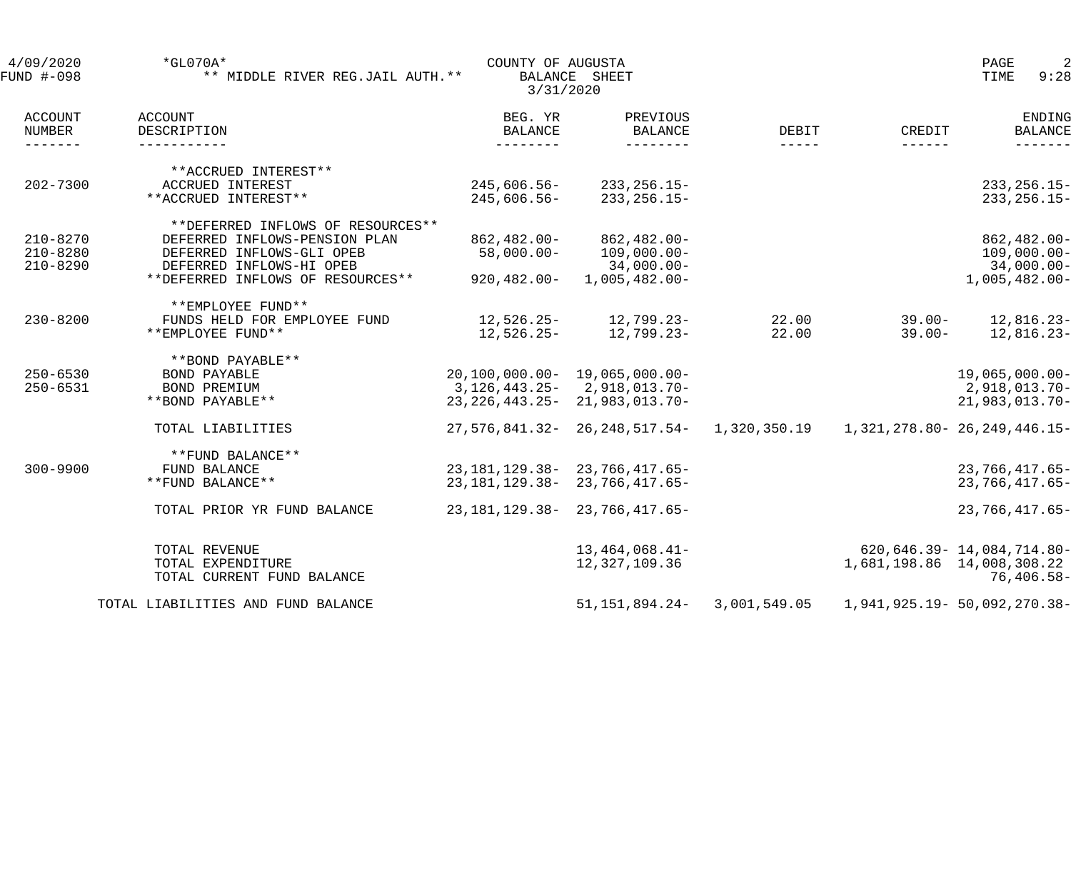4/09/2020 *GL070A* COUNTY OF AUGUSTA
FUND #-098 ** MIDDLE RIVER REG.JAIL AUTH.** BALANCE SHEET
3/31/2020

| ACCOUNT NUMBER | ACCOUNT DESCRIPTION | BEG. YR BALANCE | PREVIOUS BALANCE | DEBIT | CREDIT | ENDING BALANCE |
|---|---|---|---|---|---|---|
| | **ACCRUED INTEREST** | | | | | |
| 202-7300 | ACCRUED INTEREST | 245,606.56- | 233,256.15- | | | 233,256.15- |
| | **ACCRUED INTEREST** | 245,606.56- | 233,256.15- | | | 233,256.15- |
| | **DEFERRED INFLOWS OF RESOURCES** | | | | | |
| 210-8270 | DEFERRED INFLOWS-PENSION PLAN | 862,482.00- | 862,482.00- | | | 862,482.00- |
| 210-8280 | DEFERRED INFLOWS-GLI OPEB | 58,000.00- | 109,000.00- | | | 109,000.00- |
| 210-8290 | DEFERRED INFLOWS-HI OPEB | | 34,000.00- | | | 34,000.00- |
| | **DEFERRED INFLOWS OF RESOURCES** | 920,482.00- | 1,005,482.00- | | | 1,005,482.00- |
| | **EMPLOYEE FUND** | | | | | |
| 230-8200 | FUNDS HELD FOR EMPLOYEE FUND | 12,526.25- | 12,799.23- | 22.00 | 39.00- | 12,816.23- |
| | **EMPLOYEE FUND** | 12,526.25- | 12,799.23- | 22.00 | 39.00- | 12,816.23- |
| | **BOND PAYABLE** | | | | | |
| 250-6530 | BOND PAYABLE | 20,100,000.00- | 19,065,000.00- | | | 19,065,000.00- |
| 250-6531 | BOND PREMIUM | 3,126,443.25- | 2,918,013.70- | | | 2,918,013.70- |
| | **BOND PAYABLE** | 23,226,443.25- | 21,983,013.70- | | | 21,983,013.70- |
| | TOTAL LIABILITIES | 27,576,841.32- | 26,248,517.54- | 1,320,350.19 | 1,321,278.80- | 26,249,446.15- |
| | **FUND BALANCE** | | | | | |
| 300-9900 | FUND BALANCE | 23,181,129.38- | 23,766,417.65- | | | 23,766,417.65- |
| | **FUND BALANCE** | 23,181,129.38- | 23,766,417.65- | | | 23,766,417.65- |
| | TOTAL PRIOR YR FUND BALANCE | 23,181,129.38- | 23,766,417.65- | | | 23,766,417.65- |
| | TOTAL REVENUE | | 13,464,068.41- | | 620,646.39- | 14,084,714.80- |
| | TOTAL EXPENDITURE | | 12,327,109.36 | | 1,681,198.86 | 14,008,308.22 |
| | TOTAL CURRENT FUND BALANCE | | | | | 76,406.58- |
| | TOTAL LIABILITIES AND FUND BALANCE | | 51,151,894.24- | 3,001,549.05 | 1,941,925.19- | 50,092,270.38- |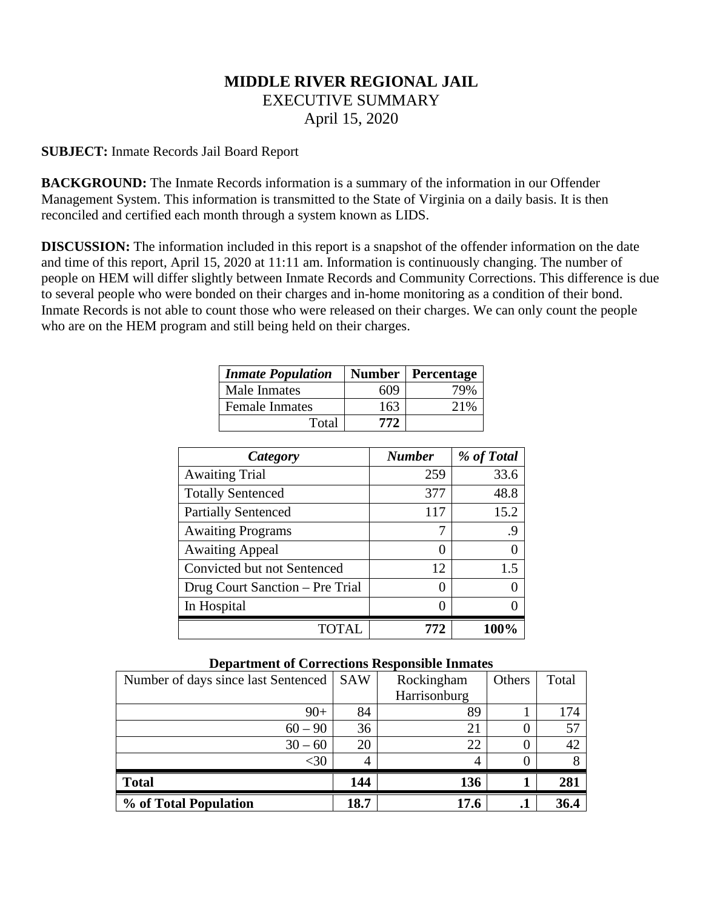# MIDDLE RIVER REGIONAL JAIL

EXECUTIVE SUMMARY

April 15, 2020

**SUBJECT:** Inmate Records Jail Board Report

**BACKGROUND:** The Inmate Records information is a summary of the information in our Offender Management System. This information is transmitted to the State of Virginia on a daily basis. It is then reconciled and certified each month through a system known as LIDS.

**DISCUSSION:** The information included in this report is a snapshot of the offender information on the date and time of this report, April 15, 2020 at 11:11 am. Information is continuously changing. The number of people on HEM will differ slightly between Inmate Records and Community Corrections. This difference is due to several people who were bonded on their charges and in-home monitoring as a condition of their bond. Inmate Records is not able to count those who were released on their charges. We can only count the people who are on the HEM program and still being held on their charges.

| *Inmate Population* | Number | Percentage |
|---|---|---|
| Male Inmates | 609 | 79% |
| Female Inmates | 163 | 21% |
| Total | **772** | |

| *Category* | *Number* | *% of Total* |
|---|---|---|
| Awaiting Trial | 259 | 33.6 |
| Totally Sentenced | 377 | 48.8 |
| Partially Sentenced | 117 | 15.2 |
| Awaiting Programs | 7 | .9 |
| Awaiting Appeal | 0 | 0 |
| Convicted but not Sentenced | 12 | 1.5 |
| Drug Court Sanction – Pre Trial | 0 | 0 |
| In Hospital | 0 | 0 |
| TOTAL | **772** | **100%** |

**Department of Corrections Responsible Inmates**

| Number of days since last Sentenced | SAW | Rockingham Harrisonburg | Others | Total |
|---|---|---|---|---|
| 90+ | 84 | 89 | 1 | 174 |
| 60 – 90 | 36 | 21 | 0 | 57 |
| 30 – 60 | 20 | 22 | 0 | 42 |
| <30 | 4 | 4 | 0 | 8 |
| **Total** | **144** | **136** | **1** | **281** |
| **% of Total Population** | **18.7** | **17.6** | **.1** | **36.4** |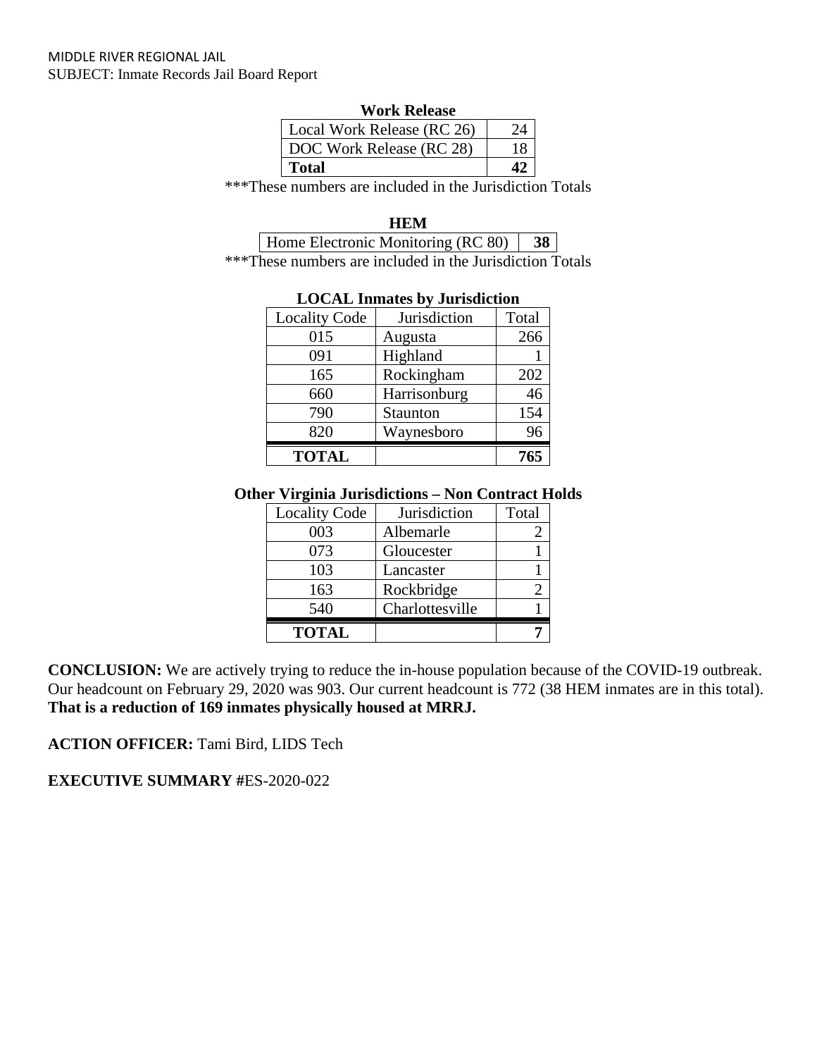MIDDLE RIVER REGIONAL JAIL
SUBJECT: Inmate Records Jail Board Report

**Work Release**

| Local Work Release (RC 26) | 24 |
|---|---|
| DOC Work Release (RC 28) | 18 |
| **Total** | **42** |

***These numbers are included in the Jurisdiction Totals

**HEM**

| Home Electronic Monitoring (RC 80) | **38** |
|---|---|

***These numbers are included in the Jurisdiction Totals

**LOCAL Inmates by Jurisdiction**

| Locality Code | Jurisdiction | Total |
|---|---|---|
| 015 | Augusta | 266 |
| 091 | Highland | 1 |
| 165 | Rockingham | 202 |
| 660 | Harrisonburg | 46 |
| 790 | Staunton | 154 |
| 820 | Waynesboro | 96 |
| **TOTAL** | | **765** |

**Other Virginia Jurisdictions – Non Contract Holds**

| Locality Code | Jurisdiction | Total |
|---|---|---|
| 003 | Albemarle | 2 |
| 073 | Gloucester | 1 |
| 103 | Lancaster | 1 |
| 163 | Rockbridge | 2 |
| 540 | Charlottesville | 1 |
| **TOTAL** | | **7** |

**CONCLUSION:** We are actively trying to reduce the in-house population because of the COVID-19 outbreak. Our headcount on February 29, 2020 was 903. Our current headcount is 772 (38 HEM inmates are in this total). **That is a reduction of 169 inmates physically housed at MRRJ.**

**ACTION OFFICER:** Tami Bird, LIDS Tech

**EXECUTIVE SUMMARY #**ES-2020-022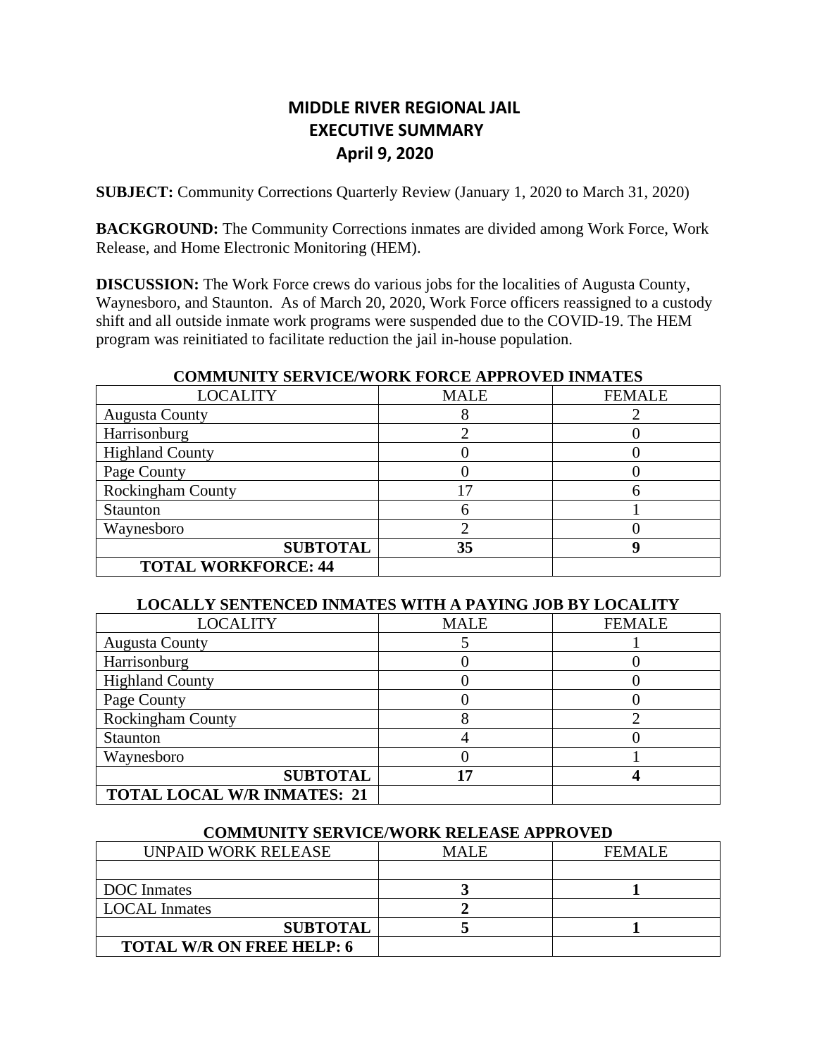# MIDDLE RIVER REGIONAL JAIL
## EXECUTIVE SUMMARY
### April 9, 2020

**SUBJECT:** Community Corrections Quarterly Review (January 1, 2020 to March 31, 2020)

**BACKGROUND:** The Community Corrections inmates are divided among Work Force, Work Release, and Home Electronic Monitoring (HEM).

**DISCUSSION:** The Work Force crews do various jobs for the localities of Augusta County, Waynesboro, and Staunton. As of March 20, 2020, Work Force officers reassigned to a custody shift and all outside inmate work programs were suspended due to the COVID-19. The HEM program was reinitiated to facilitate reduction the jail in-house population.

**COMMUNITY SERVICE/WORK FORCE APPROVED INMATES**

| LOCALITY | MALE | FEMALE |
|---|---|---|
| Augusta County | 8 | 2 |
| Harrisonburg | 2 | 0 |
| Highland County | 0 | 0 |
| Page County | 0 | 0 |
| Rockingham County | 17 | 6 |
| Staunton | 6 | 1 |
| Waynesboro | 2 | 0 |
| **SUBTOTAL** | **35** | **9** |
| **TOTAL WORKFORCE: 44** | | |

**LOCALLY SENTENCED INMATES WITH A PAYING JOB BY LOCALITY**

| LOCALITY | MALE | FEMALE |
|---|---|---|
| Augusta County | 5 | 1 |
| Harrisonburg | 0 | 0 |
| Highland County | 0 | 0 |
| Page County | 0 | 0 |
| Rockingham County | 8 | 2 |
| Staunton | 4 | 0 |
| Waynesboro | 0 | 1 |
| **SUBTOTAL** | **17** | **4** |
| **TOTAL LOCAL W/R INMATES: 21** | | |

**COMMUNITY SERVICE/WORK RELEASE APPROVED**

| UNPAID WORK RELEASE | MALE | FEMALE |
|---|---|---|
| | | |
| DOC Inmates | **3** | **1** |
| LOCAL Inmates | **2** | |
| **SUBTOTAL** | **5** | **1** |
| **TOTAL W/R ON FREE HELP: 6** | | |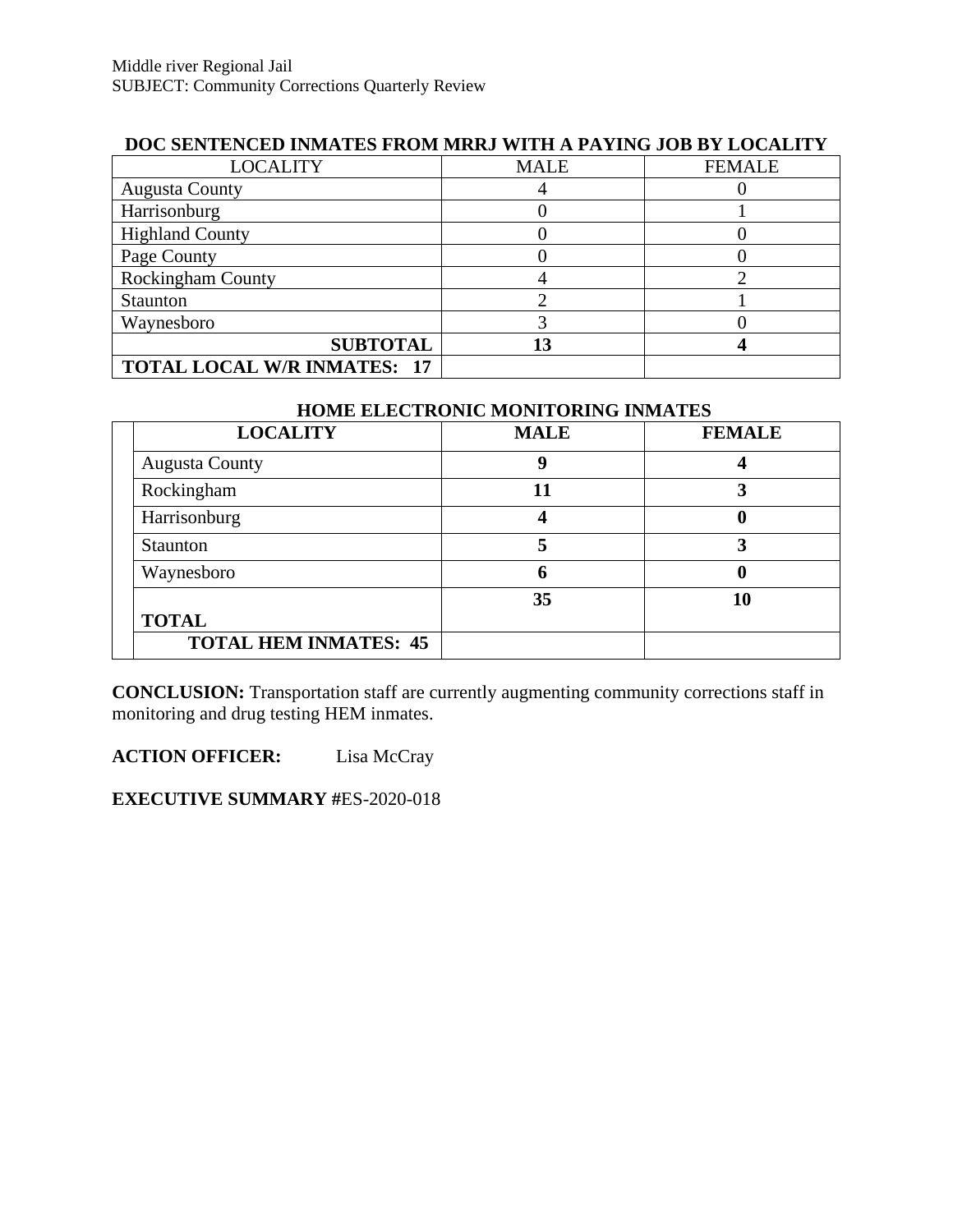Middle river Regional Jail
SUBJECT: Community Corrections Quarterly Review

**DOC SENTENCED INMATES FROM MRRJ WITH A PAYING JOB BY LOCALITY**

| LOCALITY | MALE | FEMALE |
|---|---|---|
| Augusta County | 4 | 0 |
| Harrisonburg | 0 | 1 |
| Highland County | 0 | 0 |
| Page County | 0 | 0 |
| Rockingham County | 4 | 2 |
| Staunton | 2 | 1 |
| Waynesboro | 3 | 0 |
| **SUBTOTAL** | **13** | **4** |
| **TOTAL LOCAL W/R INMATES: 17** | | |

**HOME ELECTRONIC MONITORING INMATES**

| LOCALITY | MALE | FEMALE |
|---|---|---|
| Augusta County | **9** | **4** |
| Rockingham | **11** | **3** |
| Harrisonburg | **4** | **0** |
| Staunton | **5** | **3** |
| Waynesboro | **6** | **0** |
| **TOTAL** | **35** | **10** |
| **TOTAL HEM INMATES: 45** | | |

**CONCLUSION:** Transportation staff are currently augmenting community corrections staff in monitoring and drug testing HEM inmates.

**ACTION OFFICER:** Lisa McCray

**EXECUTIVE SUMMARY #**ES-2020-018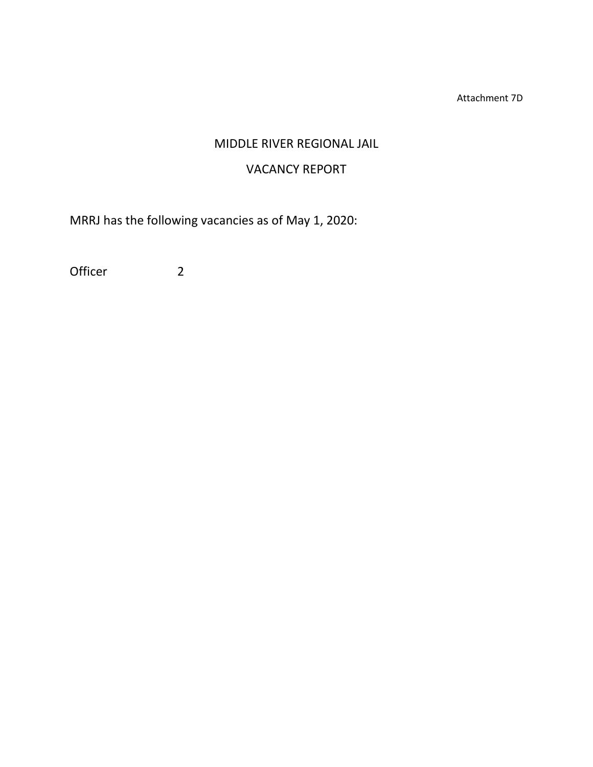Attachment 7D

# MIDDLE RIVER REGIONAL JAIL

## VACANCY REPORT

MRRJ has the following vacancies as of May 1, 2020:

| Officer | 2 |
| --- | --- |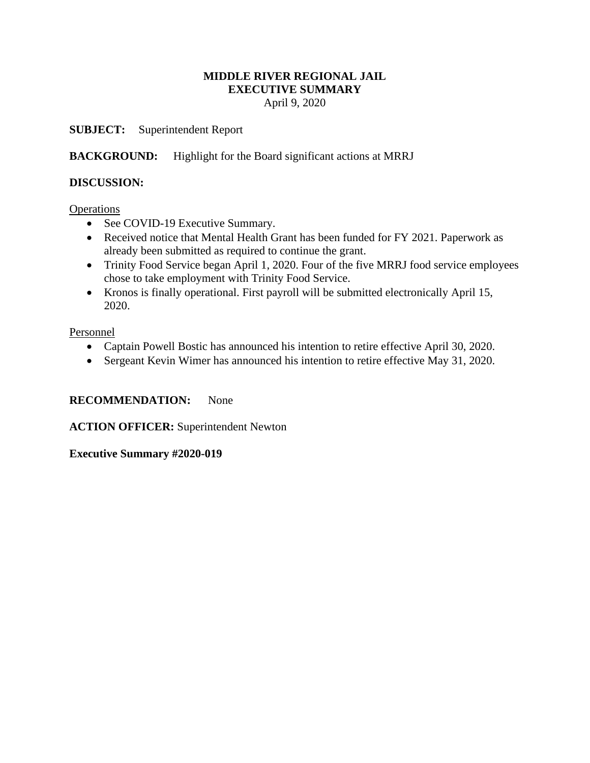**MIDDLE RIVER REGIONAL JAIL**
**EXECUTIVE SUMMARY**
April 9, 2020

**SUBJECT:** Superintendent Report

**BACKGROUND:** Highlight for the Board significant actions at MRRJ

**DISCUSSION:**

Operations

- See COVID-19 Executive Summary.
- Received notice that Mental Health Grant has been funded for FY 2021. Paperwork as already been submitted as required to continue the grant.
- Trinity Food Service began April 1, 2020. Four of the five MRRJ food service employees chose to take employment with Trinity Food Service.
- Kronos is finally operational. First payroll will be submitted electronically April 15, 2020.

Personnel

- Captain Powell Bostic has announced his intention to retire effective April 30, 2020.
- Sergeant Kevin Wimer has announced his intention to retire effective May 31, 2020.

**RECOMMENDATION:** None

**ACTION OFFICER:** Superintendent Newton

**Executive Summary #2020-019**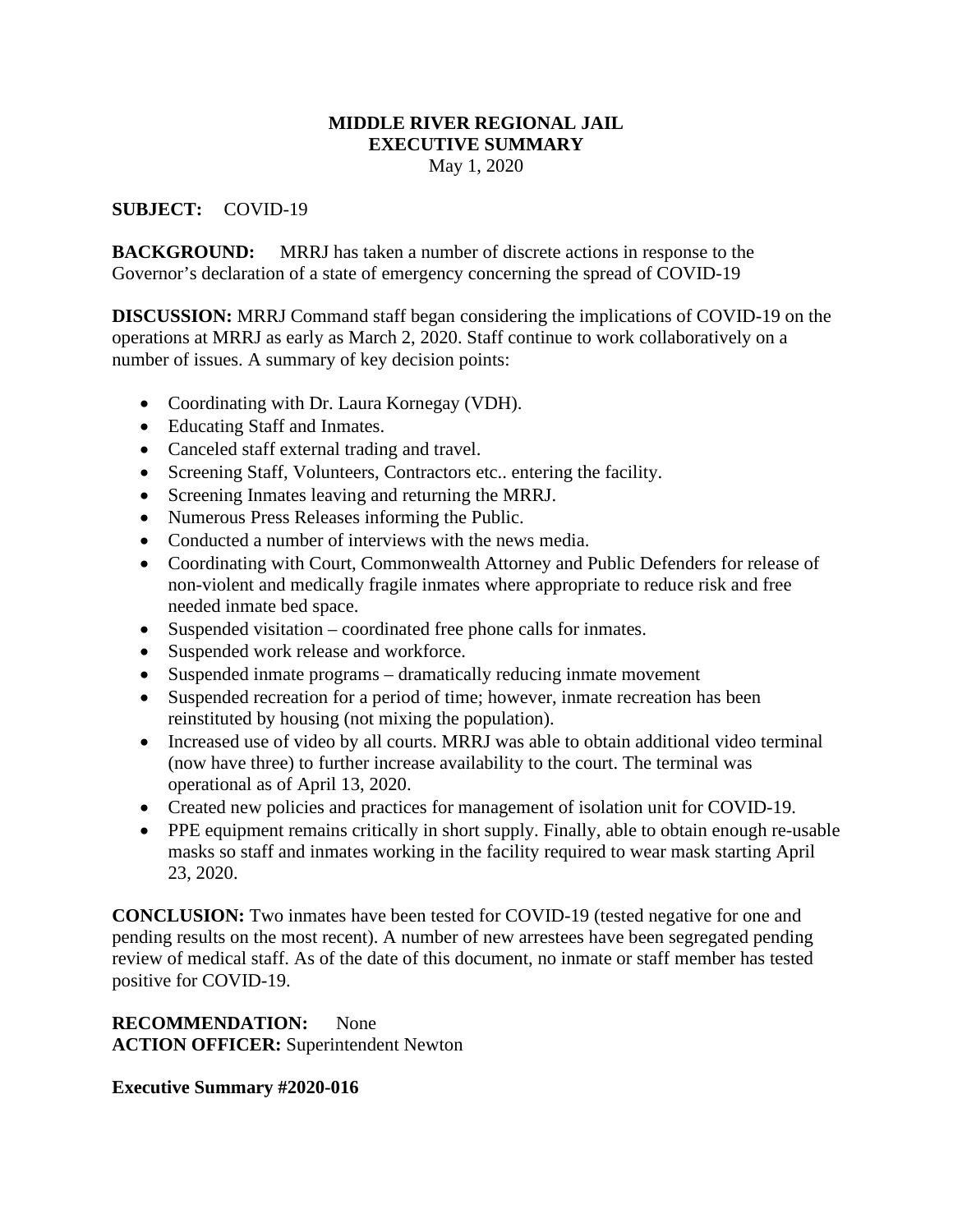**MIDDLE RIVER REGIONAL JAIL**
**EXECUTIVE SUMMARY**
May 1, 2020

**SUBJECT:** COVID-19

**BACKGROUND:** MRRJ has taken a number of discrete actions in response to the Governor's declaration of a state of emergency concerning the spread of COVID-19

**DISCUSSION:** MRRJ Command staff began considering the implications of COVID-19 on the operations at MRRJ as early as March 2, 2020. Staff continue to work collaboratively on a number of issues. A summary of key decision points:

- Coordinating with Dr. Laura Kornegay (VDH).
- Educating Staff and Inmates.
- Canceled staff external trading and travel.
- Screening Staff, Volunteers, Contractors etc.. entering the facility.
- Screening Inmates leaving and returning the MRRJ.
- Numerous Press Releases informing the Public.
- Conducted a number of interviews with the news media.
- Coordinating with Court, Commonwealth Attorney and Public Defenders for release of non-violent and medically fragile inmates where appropriate to reduce risk and free needed inmate bed space.
- Suspended visitation – coordinated free phone calls for inmates.
- Suspended work release and workforce.
- Suspended inmate programs – dramatically reducing inmate movement
- Suspended recreation for a period of time; however, inmate recreation has been reinstituted by housing (not mixing the population).
- Increased use of video by all courts. MRRJ was able to obtain additional video terminal (now have three) to further increase availability to the court. The terminal was operational as of April 13, 2020.
- Created new policies and practices for management of isolation unit for COVID-19.
- PPE equipment remains critically in short supply. Finally, able to obtain enough re-usable masks so staff and inmates working in the facility required to wear mask starting April 23, 2020.

**CONCLUSION:** Two inmates have been tested for COVID-19 (tested negative for one and pending results on the most recent). A number of new arrestees have been segregated pending review of medical staff. As of the date of this document, no inmate or staff member has tested positive for COVID-19.

**RECOMMENDATION:** None
**ACTION OFFICER:** Superintendent Newton

**Executive Summary #2020-016**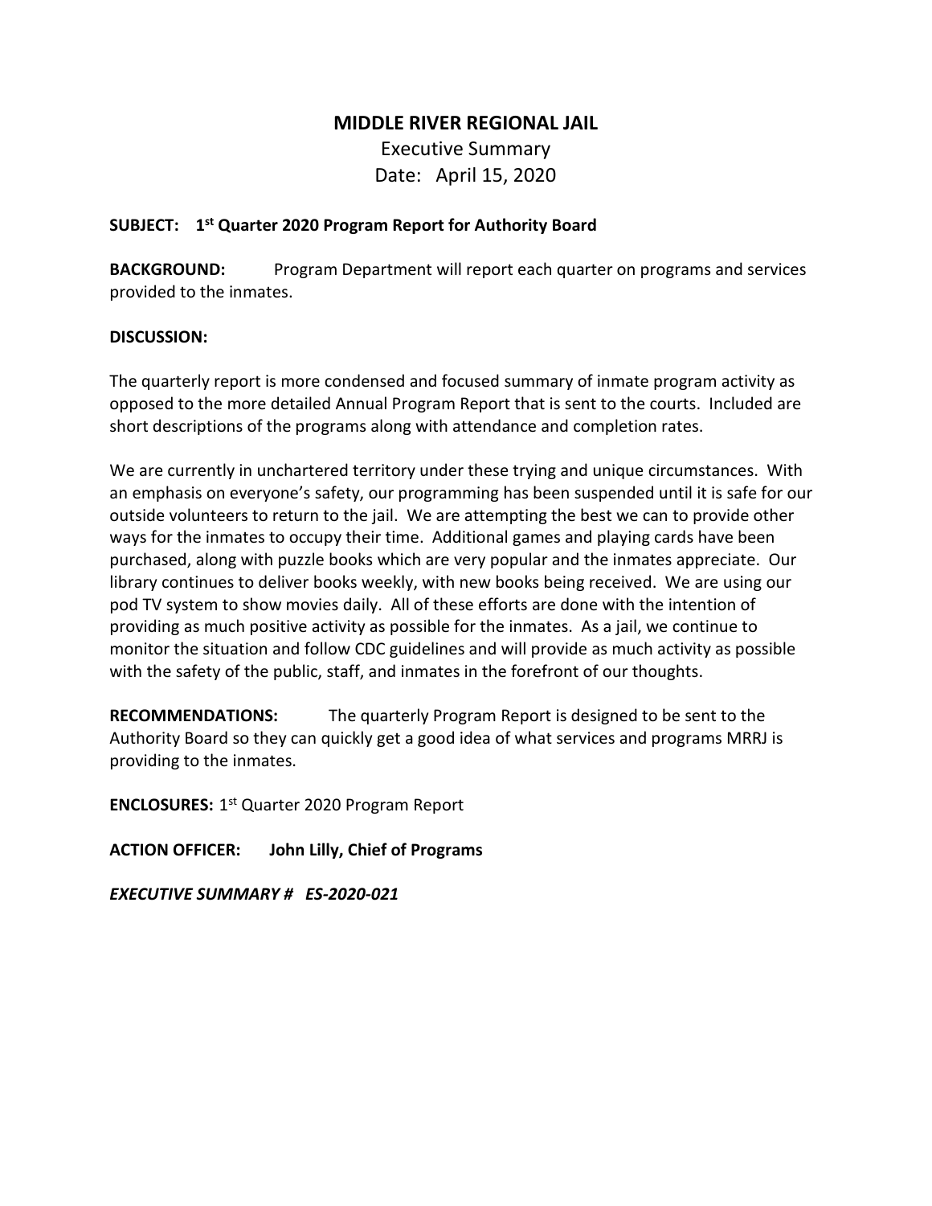# MIDDLE RIVER REGIONAL JAIL

Executive Summary

Date: April 15, 2020

**SUBJECT: 1st Quarter 2020 Program Report for Authority Board**

**BACKGROUND:** Program Department will report each quarter on programs and services provided to the inmates.

**DISCUSSION:**

The quarterly report is more condensed and focused summary of inmate program activity as opposed to the more detailed Annual Program Report that is sent to the courts. Included are short descriptions of the programs along with attendance and completion rates.

We are currently in unchartered territory under these trying and unique circumstances. With an emphasis on everyone's safety, our programming has been suspended until it is safe for our outside volunteers to return to the jail. We are attempting the best we can to provide other ways for the inmates to occupy their time. Additional games and playing cards have been purchased, along with puzzle books which are very popular and the inmates appreciate. Our library continues to deliver books weekly, with new books being received. We are using our pod TV system to show movies daily. All of these efforts are done with the intention of providing as much positive activity as possible for the inmates. As a jail, we continue to monitor the situation and follow CDC guidelines and will provide as much activity as possible with the safety of the public, staff, and inmates in the forefront of our thoughts.

**RECOMMENDATIONS:** The quarterly Program Report is designed to be sent to the Authority Board so they can quickly get a good idea of what services and programs MRRJ is providing to the inmates.

**ENCLOSURES:** 1st Quarter 2020 Program Report

**ACTION OFFICER: John Lilly, Chief of Programs**

***EXECUTIVE SUMMARY # ES-2020-021***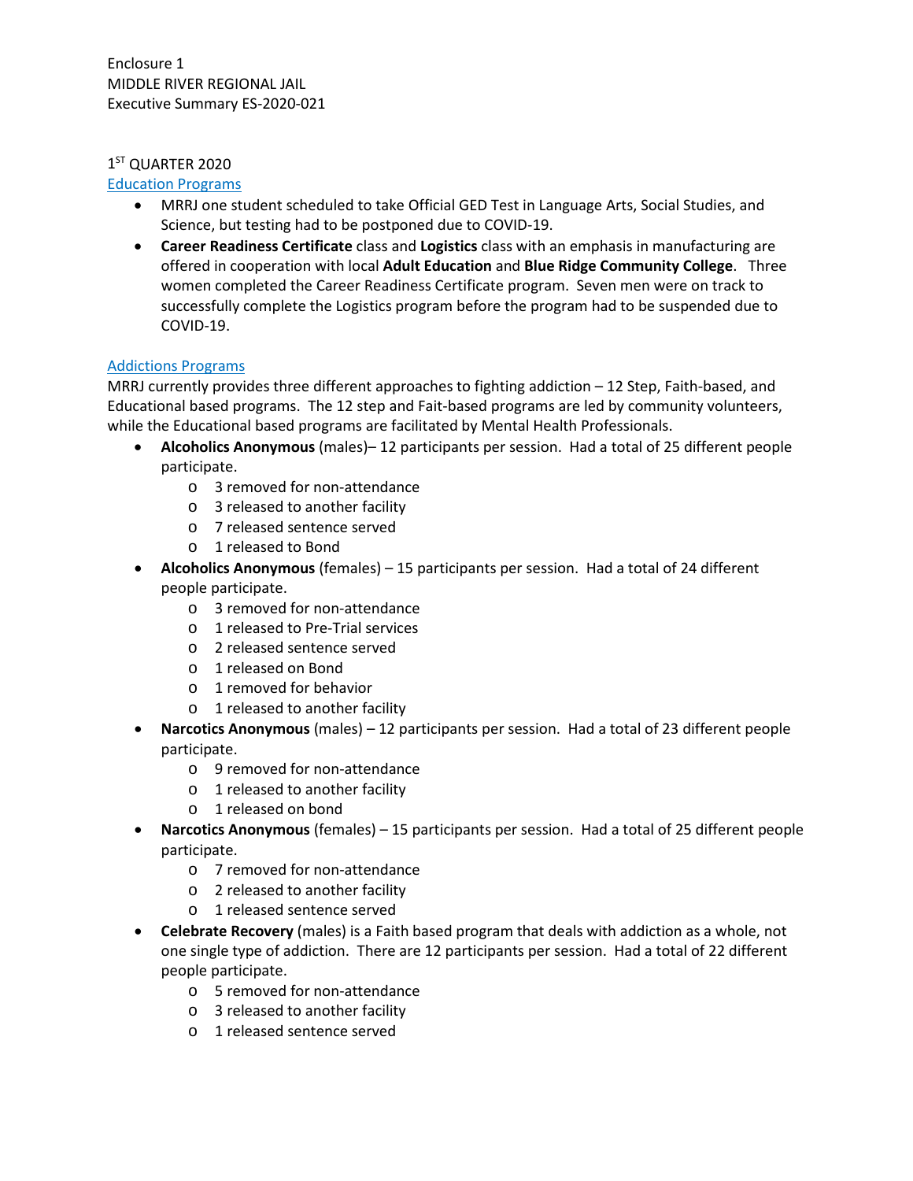Enclosure 1
MIDDLE RIVER REGIONAL JAIL
Executive Summary ES-2020-021

1ST QUARTER 2020

## Education Programs

- MRRJ one student scheduled to take Official GED Test in Language Arts, Social Studies, and Science, but testing had to be postponed due to COVID-19.
- **Career Readiness Certificate** class and **Logistics** class with an emphasis in manufacturing are offered in cooperation with local **Adult Education** and **Blue Ridge Community College**. Three women completed the Career Readiness Certificate program. Seven men were on track to successfully complete the Logistics program before the program had to be suspended due to COVID-19.

## Addictions Programs

MRRJ currently provides three different approaches to fighting addiction – 12 Step, Faith-based, and Educational based programs. The 12 step and Fait-based programs are led by community volunteers, while the Educational based programs are facilitated by Mental Health Professionals.

- **Alcoholics Anonymous** (males)– 12 participants per session. Had a total of 25 different people participate.
  - 3 removed for non-attendance
  - 3 released to another facility
  - 7 released sentence served
  - 1 released to Bond
- **Alcoholics Anonymous** (females) – 15 participants per session. Had a total of 24 different people participate.
  - 3 removed for non-attendance
  - 1 released to Pre-Trial services
  - 2 released sentence served
  - 1 released on Bond
  - 1 removed for behavior
  - 1 released to another facility
- **Narcotics Anonymous** (males) – 12 participants per session. Had a total of 23 different people participate.
  - 9 removed for non-attendance
  - 1 released to another facility
  - 1 released on bond
- **Narcotics Anonymous** (females) – 15 participants per session. Had a total of 25 different people participate.
  - 7 removed for non-attendance
  - 2 released to another facility
  - 1 released sentence served
- **Celebrate Recovery** (males) is a Faith based program that deals with addiction as a whole, not one single type of addiction. There are 12 participants per session. Had a total of 22 different people participate.
  - 5 removed for non-attendance
  - 3 released to another facility
  - 1 released sentence served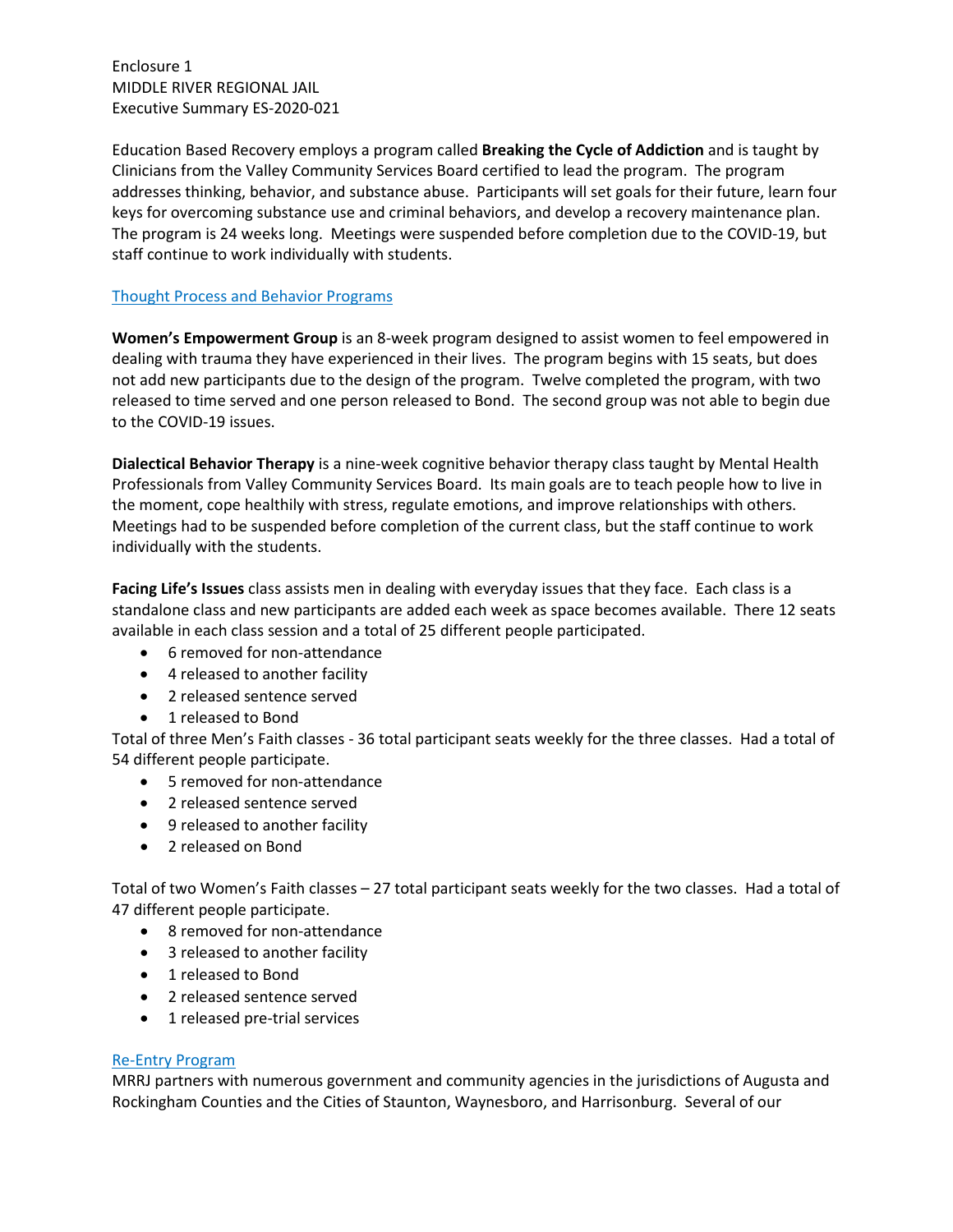Enclosure 1
MIDDLE RIVER REGIONAL JAIL
Executive Summary ES-2020-021

Education Based Recovery employs a program called **Breaking the Cycle of Addiction** and is taught by Clinicians from the Valley Community Services Board certified to lead the program. The program addresses thinking, behavior, and substance abuse. Participants will set goals for their future, learn four keys for overcoming substance use and criminal behaviors, and develop a recovery maintenance plan. The program is 24 weeks long. Meetings were suspended before completion due to the COVID-19, but staff continue to work individually with students.

Thought Process and Behavior Programs

**Women's Empowerment Group** is an 8-week program designed to assist women to feel empowered in dealing with trauma they have experienced in their lives. The program begins with 15 seats, but does not add new participants due to the design of the program. Twelve completed the program, with two released to time served and one person released to Bond. The second group was not able to begin due to the COVID-19 issues.

**Dialectical Behavior Therapy** is a nine-week cognitive behavior therapy class taught by Mental Health Professionals from Valley Community Services Board. Its main goals are to teach people how to live in the moment, cope healthily with stress, regulate emotions, and improve relationships with others. Meetings had to be suspended before completion of the current class, but the staff continue to work individually with the students.

**Facing Life's Issues** class assists men in dealing with everyday issues that they face. Each class is a standalone class and new participants are added each week as space becomes available. There 12 seats available in each class session and a total of 25 different people participated.

- 6 removed for non-attendance
- 4 released to another facility
- 2 released sentence served
- 1 released to Bond

Total of three Men's Faith classes - 36 total participant seats weekly for the three classes. Had a total of 54 different people participate.

- 5 removed for non-attendance
- 2 released sentence served
- 9 released to another facility
- 2 released on Bond

Total of two Women's Faith classes – 27 total participant seats weekly for the two classes. Had a total of 47 different people participate.

- 8 removed for non-attendance
- 3 released to another facility
- 1 released to Bond
- 2 released sentence served
- 1 released pre-trial services

Re-Entry Program

MRRJ partners with numerous government and community agencies in the jurisdictions of Augusta and Rockingham Counties and the Cities of Staunton, Waynesboro, and Harrisonburg. Several of our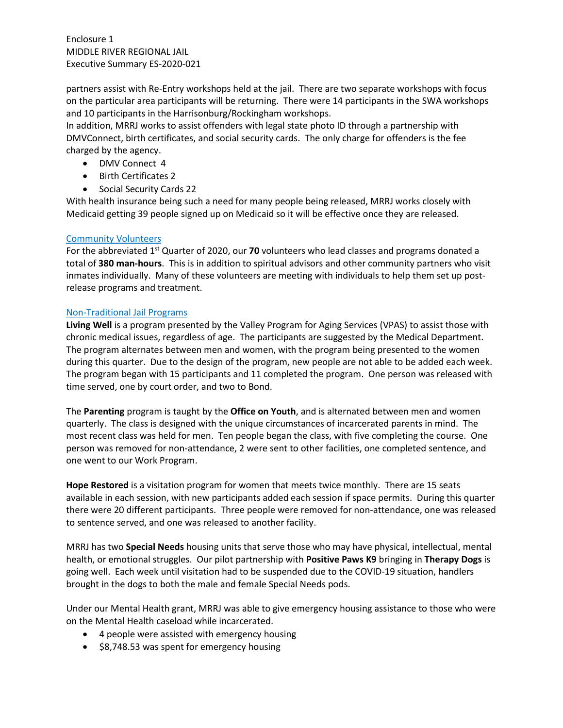partners assist with Re-Entry workshops held at the jail. There are two separate workshops with focus on the particular area participants will be returning. There were 14 participants in the SWA workshops and 10 participants in the Harrisonburg/Rockingham workshops.

In addition, MRRJ works to assist offenders with legal state photo ID through a partnership with DMVConnect, birth certificates, and social security cards. The only charge for offenders is the fee charged by the agency.

- DMV Connect 4
- Birth Certificates 2
- Social Security Cards 22

With health insurance being such a need for many people being released, MRRJ works closely with Medicaid getting 39 people signed up on Medicaid so it will be effective once they are released.

### Community Volunteers

For the abbreviated 1st Quarter of 2020, our **70** volunteers who lead classes and programs donated a total of **380 man-hours**. This is in addition to spiritual advisors and other community partners who visit inmates individually. Many of these volunteers are meeting with individuals to help them set up post-release programs and treatment.

### Non-Traditional Jail Programs

**Living Well** is a program presented by the Valley Program for Aging Services (VPAS) to assist those with chronic medical issues, regardless of age. The participants are suggested by the Medical Department. The program alternates between men and women, with the program being presented to the women during this quarter. Due to the design of the program, new people are not able to be added each week. The program began with 15 participants and 11 completed the program. One person was released with time served, one by court order, and two to Bond.

The **Parenting** program is taught by the **Office on Youth**, and is alternated between men and women quarterly. The class is designed with the unique circumstances of incarcerated parents in mind. The most recent class was held for men. Ten people began the class, with five completing the course. One person was removed for non-attendance, 2 were sent to other facilities, one completed sentence, and one went to our Work Program.

**Hope Restored** is a visitation program for women that meets twice monthly. There are 15 seats available in each session, with new participants added each session if space permits. During this quarter there were 20 different participants. Three people were removed for non-attendance, one was released to sentence served, and one was released to another facility.

MRRJ has two **Special Needs** housing units that serve those who may have physical, intellectual, mental health, or emotional struggles. Our pilot partnership with **Positive Paws K9** bringing in **Therapy Dogs** is going well. Each week until visitation had to be suspended due to the COVID-19 situation, handlers brought in the dogs to both the male and female Special Needs pods.

Under our Mental Health grant, MRRJ was able to give emergency housing assistance to those who were on the Mental Health caseload while incarcerated.

- 4 people were assisted with emergency housing
- $8,748.53 was spent for emergency housing